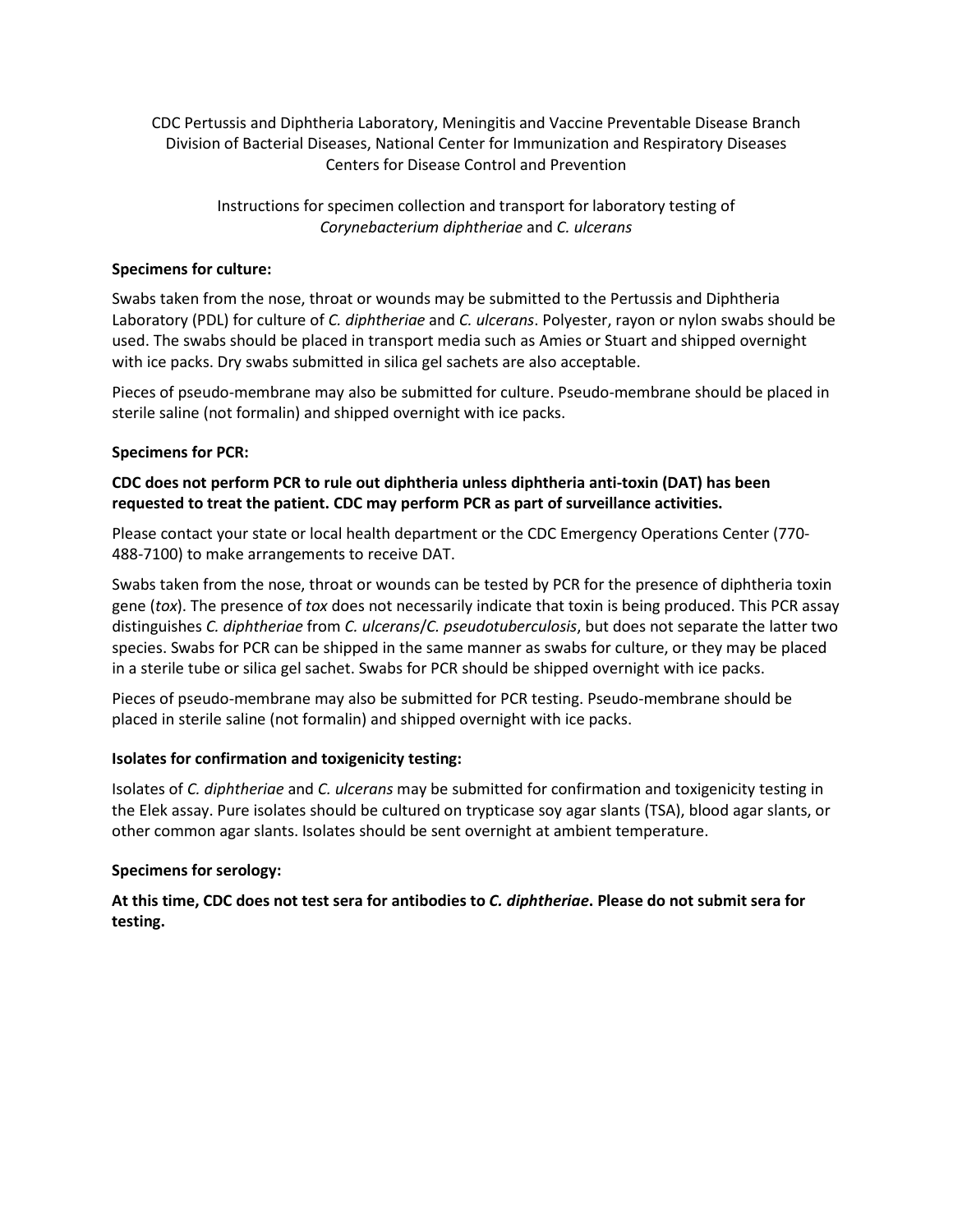CDC Pertussis and Diphtheria Laboratory, Meningitis and Vaccine Preventable Disease Branch
Division of Bacterial Diseases, National Center for Immunization and Respiratory Diseases
Centers for Disease Control and Prevention

Instructions for specimen collection and transport for laboratory testing of *Corynebacterium diphtheriae* and *C. ulcerans*

**Specimens for culture:**

Swabs taken from the nose, throat or wounds may be submitted to the Pertussis and Diphtheria Laboratory (PDL) for culture of *C. diphtheriae* and *C. ulcerans*. Polyester, rayon or nylon swabs should be used. The swabs should be placed in transport media such as Amies or Stuart and shipped overnight with ice packs. Dry swabs submitted in silica gel sachets are also acceptable.

Pieces of pseudo-membrane may also be submitted for culture. Pseudo-membrane should be placed in sterile saline (not formalin) and shipped overnight with ice packs.

**Specimens for PCR:**

**CDC does not perform PCR to rule out diphtheria unless diphtheria anti-toxin (DAT) has been requested to treat the patient. CDC may perform PCR as part of surveillance activities.**

Please contact your state or local health department or the CDC Emergency Operations Center (770-488-7100) to make arrangements to receive DAT.

Swabs taken from the nose, throat or wounds can be tested by PCR for the presence of diphtheria toxin gene (*tox*). The presence of *tox* does not necessarily indicate that toxin is being produced. This PCR assay distinguishes *C. diphtheriae* from *C. ulcerans*/*C. pseudotuberculosis*, but does not separate the latter two species. Swabs for PCR can be shipped in the same manner as swabs for culture, or they may be placed in a sterile tube or silica gel sachet. Swabs for PCR should be shipped overnight with ice packs.

Pieces of pseudo-membrane may also be submitted for PCR testing. Pseudo-membrane should be placed in sterile saline (not formalin) and shipped overnight with ice packs.

**Isolates for confirmation and toxigenicity testing:**

Isolates of *C. diphtheriae* and *C. ulcerans* may be submitted for confirmation and toxigenicity testing in the Elek assay. Pure isolates should be cultured on trypticase soy agar slants (TSA), blood agar slants, or other common agar slants. Isolates should be sent overnight at ambient temperature.

**Specimens for serology:**

**At this time, CDC does not test sera for antibodies to *C. diphtheriae*. Please do not submit sera for testing.**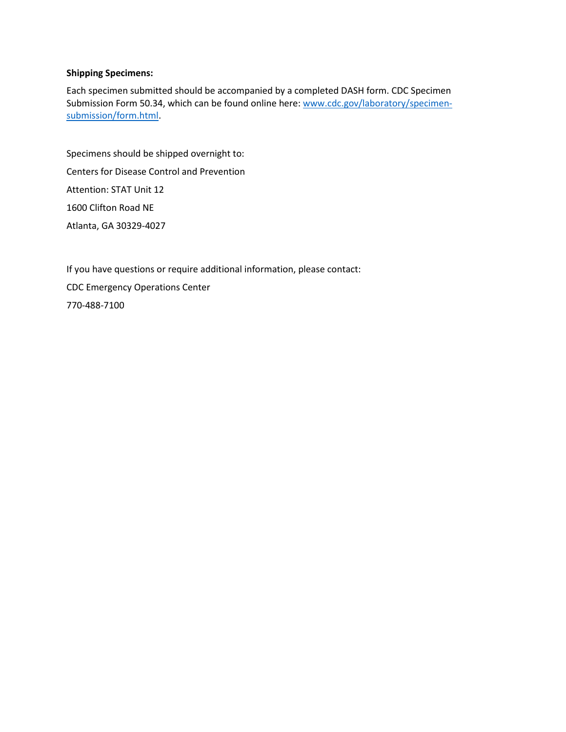**Shipping Specimens:**

Each specimen submitted should be accompanied by a completed DASH form. CDC Specimen Submission Form 50.34, which can be found online here: [www.cdc.gov/laboratory/specimen-submission/form.html](www.cdc.gov/laboratory/specimen-submission/form.html).

Specimens should be shipped overnight to:

Centers for Disease Control and Prevention

Attention: STAT Unit 12

1600 Clifton Road NE

Atlanta, GA 30329-4027

If you have questions or require additional information, please contact:

CDC Emergency Operations Center

770-488-7100